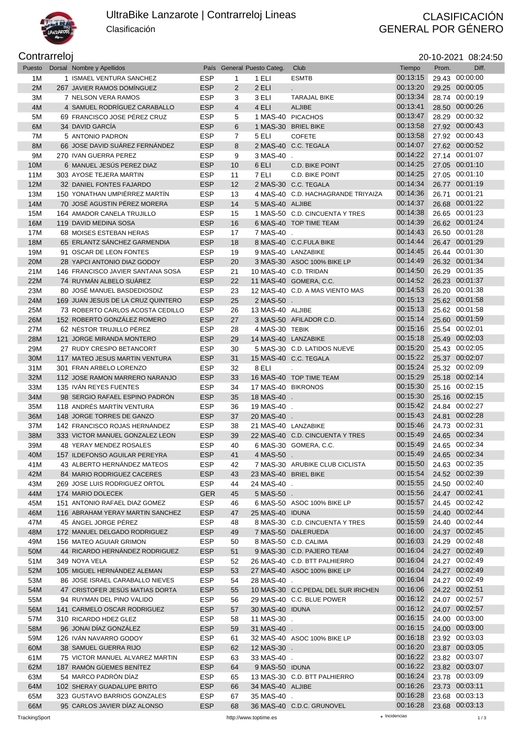# UltraBike Lanzarote | Contrarreloj Lineas

Clasificación

CLASIFICACIÓN GENERAL POR GÉNERO

## Contrarreloj

20-10-2021 08:24:50

| Puesto | Dorsal | Nombre y Apellidos | País | General | Puesto Categ. | Club | Tiempo | Prom. | Diff. |
|---|---|---|---|---|---|---|---|---|---|
| 1M | 1 | ISMAEL VENTURA SANCHEZ | ESP | 1 | 1 ELI | ESMTB | 00:13:15 | 29.43 | 00:00:00 |
| 2M | 267 | JAVIER RAMOS DOMÍNGUEZ | ESP | 2 | 2 ELI | . | 00:13:20 | 29.25 | 00:00:05 |
| 3M | 7 | NELSON VERA RAMOS | ESP | 3 | 3 ELI | TARAJAL BIKE | 00:13:34 | 28.74 | 00:00:19 |
| 4M | 4 | SAMUEL RODRÍGUEZ CARABALLO | ESP | 4 | 4 ELI | ALJIBE | 00:13:41 | 28.50 | 00:00:26 |
| 5M | 69 | FRANCISCO JOSE PÉREZ CRUZ | ESP | 5 | 1 MAS-40 | PICACHOS | 00:13:47 | 28.29 | 00:00:32 |
| 6M | 34 | DAVID GARCÍA | ESP | 6 | 1 MAS-30 | BRIEL BIKE | 00:13:58 | 27.92 | 00:00:43 |
| 7M | 5 | ANTONIO PADRON | ESP | 7 | 5 ELI | COFETE | 00:13:58 | 27.92 | 00:00:43 |
| 8M | 66 | JOSE DAVID SUÁREZ FERNÁNDEZ | ESP | 8 | 2 MAS-40 | C.C. TEGALA | 00:14:07 | 27.62 | 00:00:52 |
| 9M | 270 | IVAN GUERRA PEREZ | ESP | 9 | 3 MAS-40 | . | 00:14:22 | 27.14 | 00:01:07 |
| 10M | 6 | MANUEL JESÚS PEREZ DIAZ | ESP | 10 | 6 ELI | C.D. BIKE POINT | 00:14:25 | 27.05 | 00:01:10 |
| 11M | 303 | AYOSE TEJERA MARTIN | ESP | 11 | 7 ELI | C.D. BIKE POINT | 00:14:25 | 27.05 | 00:01:10 |
| 12M | 32 | DANIEL FONTES FAJARDO | ESP | 12 | 2 MAS-30 | C.C. TEGALA | 00:14:34 | 26.77 | 00:01:19 |
| 13M | 150 | YONATHAN UMPIÉRREZ MARTÍN | ESP | 13 | 4 MAS-40 | C.D. HACHAGRANDE TRIYAIZA | 00:14:36 | 26.71 | 00:01:21 |
| 14M | 70 | JOSÉ AGUSTIN PÉREZ MORERA | ESP | 14 | 5 MAS-40 | ALJIBE | 00:14:37 | 26.68 | 00:01:22 |
| 15M | 164 | AMADOR CANELA TRUJILLO | ESP | 15 | 1 MAS-50 | C.D. CINCUENTA Y TRES | 00:14:38 | 26.65 | 00:01:23 |
| 16M | 119 | DAVID MEDINA SOSA | ESP | 16 | 6 MAS-40 | TOP TIME TEAM | 00:14:39 | 26.62 | 00:01:24 |
| 17M | 68 | MOISES ESTEBAN HERAS | ESP | 17 | 7 MAS-40 | . | 00:14:43 | 26.50 | 00:01:28 |
| 18M | 65 | ERLANTZ SÁNCHEZ GARMENDIA | ESP | 18 | 8 MAS-40 | C.C.FULA BIKE | 00:14:44 | 26.47 | 00:01:29 |
| 19M | 91 | OSCAR DE LEON FONTES | ESP | 19 | 9 MAS-40 | LANZABIKE | 00:14:45 | 26.44 | 00:01:30 |
| 20M | 28 | YAPCI ANTONIO DIAZ GODOY | ESP | 20 | 3 MAS-30 | ASOC 100% BIKE LP | 00:14:49 | 26.32 | 00:01:34 |
| 21M | 146 | FRANCISCO JAVIER SANTANA SOSA | ESP | 21 | 10 MAS-40 | C.D. TRIDAN | 00:14:50 | 26.29 | 00:01:35 |
| 22M | 74 | RUYMÁN ALBELO SUÁREZ | ESP | 22 | 11 MAS-40 | GOMERA, C.C. | 00:14:52 | 26.23 | 00:01:37 |
| 23M | 80 | JOSÉ MANUEL BASDEDIOSDIZ | ESP | 23 | 12 MAS-40 | C.D. A MAS VIENTO MAS | 00:14:53 | 26.20 | 00:01:38 |
| 24M | 169 | JUAN JESUS DE LA CRUZ QUINTERO | ESP | 25 | 2 MAS-50 | . | 00:15:13 | 25.62 | 00:01:58 |
| 25M | 73 | ROBERTO CARLOS ACOSTA CEDILLO | ESP | 26 | 13 MAS-40 | ALJIBE | 00:15:13 | 25.62 | 00:01:58 |
| 26M | 152 | ROBERTO GONZÁLEZ ROMERO | ESP | 27 | 3 MAS-50 | AFILADOR C.D. | 00:15:14 | 25.60 | 00:01:59 |
| 27M | 62 | NÉSTOR TRUJILLO PÉREZ | ESP | 28 | 4 MAS-30 | TEBIK | 00:15:16 | 25.54 | 00:02:01 |
| 28M | 121 | JORGE MIRANDA MONTERO | ESP | 29 | 14 MAS-40 | LANZABIKE | 00:15:18 | 25.49 | 00:02:03 |
| 29M | 27 | RUDY CRESPO BETANCORT | ESP | 30 | 5 MAS-30 | C.D. LATIDOS NUEVE | 00:15:20 | 25.43 | 00:02:05 |
| 30M | 117 | MATEO JESUS MARTIN VENTURA | ESP | 31 | 15 MAS-40 | C.C. TEGALA | 00:15:22 | 25.37 | 00:02:07 |
| 31M | 301 | FRAN ARBELO LORENZO | ESP | 32 | 8 ELI | . | 00:15:24 | 25.32 | 00:02:09 |
| 32M | 112 | JOSE RAMON MARRERO NARANJO | ESP | 33 | 16 MAS-40 | TOP TIME TEAM | 00:15:29 | 25.18 | 00:02:14 |
| 33M | 135 | IVÁN REYES FUENTES | ESP | 34 | 17 MAS-40 | BIKRONOS | 00:15:30 | 25.16 | 00:02:15 |
| 34M | 98 | SERGIO RAFAEL ESPINO PADRÓN | ESP | 35 | 18 MAS-40 | . | 00:15:30 | 25.16 | 00:02:15 |
| 35M | 118 | ANDRÉS MARTÍN VENTURA | ESP | 36 | 19 MAS-40 | . | 00:15:42 | 24.84 | 00:02:27 |
| 36M | 148 | JORGE TORRES DE GANZO | ESP | 37 | 20 MAS-40 | . | 00:15:43 | 24.81 | 00:02:28 |
| 37M | 142 | FRANCISCO ROJAS HERNÁNDEZ | ESP | 38 | 21 MAS-40 | LANZABIKE | 00:15:46 | 24.73 | 00:02:31 |
| 38M | 333 | VICTOR MANUEL GONZALEZ LEON | ESP | 39 | 22 MAS-40 | C.D. CINCUENTA Y TRES | 00:15:49 | 24.65 | 00:02:34 |
| 39M | 48 | YERAY MENDEZ ROSALES | ESP | 40 | 6 MAS-30 | GOMERA, C.C. | 00:15:49 | 24.65 | 00:02:34 |
| 40M | 157 | ILDEFONSO AGUILAR PEREYRA | ESP | 41 | 4 MAS-50 | . | 00:15:49 | 24.65 | 00:02:34 |
| 41M | 43 | ALBERTO HERNÁNDEZ MATEOS | ESP | 42 | 7 MAS-30 | ARUBIKE CLUB CICLISTA | 00:15:50 | 24.63 | 00:02:35 |
| 42M | 84 | MARIO RODRIGUEZ CACERES | ESP | 43 | 23 MAS-40 | BRIEL BIKE | 00:15:54 | 24.52 | 00:02:39 |
| 43M | 269 | JOSE LUIS RODRIGUEZ ORTOL | ESP | 44 | 24 MAS-40 | . | 00:15:55 | 24.50 | 00:02:40 |
| 44M | 174 | MARIO DOLECEK | GER | 45 | 5 MAS-50 | . | 00:15:56 | 24.47 | 00:02:41 |
| 45M | 151 | ANTONIO RAFAEL DIAZ GOMEZ | ESP | 46 | 6 MAS-50 | ASOC 100% BIKE LP | 00:15:57 | 24.45 | 00:02:42 |
| 46M | 116 | ABRAHAM YERAY MARTIN SANCHEZ | ESP | 47 | 25 MAS-40 | IDUNA | 00:15:59 | 24.40 | 00:02:44 |
| 47M | 45 | ÁNGEL JORGE PÉREZ | ESP | 48 | 8 MAS-30 | C.D. CINCUENTA Y TRES | 00:15:59 | 24.40 | 00:02:44 |
| 48M | 172 | MANUEL DELGADO RODRIGUEZ | ESP | 49 | 7 MAS-50 | DALERUEDA | 00:16:00 | 24.37 | 00:02:45 |
| 49M | 156 | MATEO AGUIAR GRIMON | ESP | 50 | 8 MAS-50 | C.D. CALIMA | 00:16:03 | 24.29 | 00:02:48 |
| 50M | 44 | RICARDO HERNÁNDEZ RODRIGUEZ | ESP | 51 | 9 MAS-30 | C.D. PAJERO TEAM | 00:16:04 | 24.27 | 00:02:49 |
| 51M | 349 | NOYA VELA | ESP | 52 | 26 MAS-40 | C.D. BTT PALHIERRO | 00:16:04 | 24.27 | 00:02:49 |
| 52M | 105 | MIGUEL HERNÁNDEZ ALEMAN | ESP | 53 | 27 MAS-40 | ASOC 100% BIKE LP | 00:16:04 | 24.27 | 00:02:49 |
| 53M | 86 | JOSE ISRAEL CARABALLO NIEVES | ESP | 54 | 28 MAS-40 | . | 00:16:04 | 24.27 | 00:02:49 |
| 54M | 47 | CRISTOFER JESÚS MATIAS DORTA | ESP | 55 | 10 MAS-30 | C.C.PEDAL DEL SUR IRICHEN | 00:16:06 | 24.22 | 00:02:51 |
| 55M | 94 | RUYMAN DEL PINO VALIDO | ESP | 56 | 29 MAS-40 | C.C. BLUE POWER | 00:16:12 | 24.07 | 00:02:57 |
| 56M | 141 | CARMELO OSCAR RODRIGUEZ | ESP | 57 | 30 MAS-40 | IDUNA | 00:16:12 | 24.07 | 00:02:57 |
| 57M | 310 | RICARDO HDEZ GLEZ | ESP | 58 | 11 MAS-30 | . | 00:16:15 | 24.00 | 00:03:00 |
| 58M | 96 | JONAI DÍAZ GONZÁLEZ | ESP | 59 | 31 MAS-40 | . | 00:16:15 | 24.00 | 00:03:00 |
| 59M | 126 | IVÁN NAVARRO GODOY | ESP | 61 | 32 MAS-40 | ASOC 100% BIKE LP | 00:16:18 | 23.92 | 00:03:03 |
| 60M | 38 | SAMUEL GUERRA RIJO | ESP | 62 | 12 MAS-30 | . | 00:16:20 | 23.87 | 00:03:05 |
| 61M | 75 | VICTOR MANUEL ALVAREZ MARTIN | ESP | 63 | 33 MAS-40 | . | 00:16:22 | 23.82 | 00:03:07 |
| 62M | 187 | RAMÓN GÜEMES BENÍTEZ | ESP | 64 | 9 MAS-50 | IDUNA | 00:16:22 | 23.82 | 00:03:07 |
| 63M | 54 | MARCO PADRÓN DÍAZ | ESP | 65 | 13 MAS-30 | C.D. BTT PALHIERRO | 00:16:24 | 23.78 | 00:03:09 |
| 64M | 102 | SHERAY GUADALUPE BRITO | ESP | 66 | 34 MAS-40 | ALJIBE | 00:16:26 | 23.73 | 00:03:11 |
| 65M | 323 | GUSTAVO BARRIOS GONZALES | ESP | 67 | 35 MAS-40 | . | 00:16:28 | 23.68 | 00:03:13 |
| 66M | 95 | CARLOS JAVIER DÍAZ ALONSO | ESP | 68 | 36 MAS-40 | C.D.C. GRUNOVEL | 00:16:28 | 23.68 | 00:03:13 |

TrackingSport | http://www.toptime.es | ⋆ Incidencias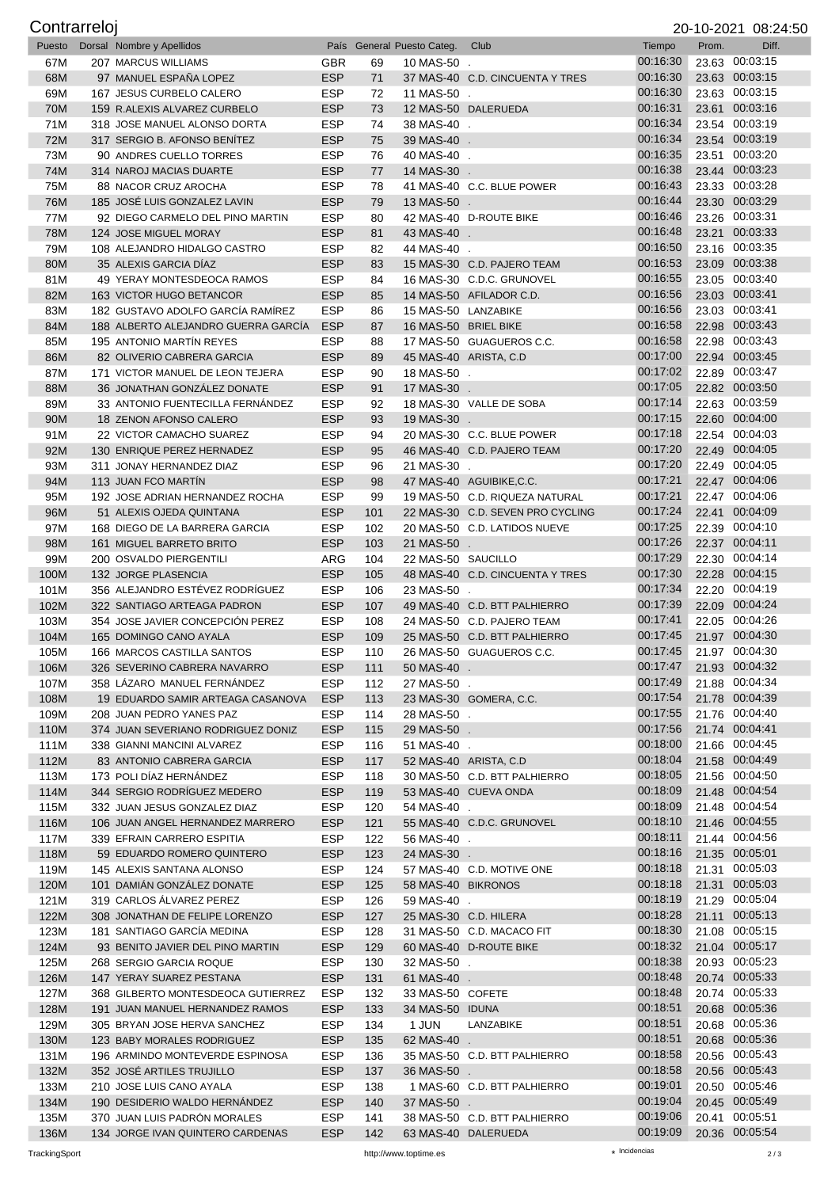# Contrarreloj

20-10-2021 08:24:50

| Puesto | Dorsal | Nombre y Apellidos | País | General | Puesto Categ. | Club | Tiempo | Prom. | Diff. |
|---|---|---|---|---|---|---|---|---|---|
| 67M | 207 | MARCUS WILLIAMS | GBR | 69 | 10 MAS-50 | . | 00:16:30 | 23.63 | 00:03:15 |
| 68M | 97 | MANUEL ESPAÑA LOPEZ | ESP | 71 | 37 MAS-40 | C.D. CINCUENTA Y TRES | 00:16:30 | 23.63 | 00:03:15 |
| 69M | 167 | JESUS CURBELO CALERO | ESP | 72 | 11 MAS-50 | . | 00:16:30 | 23.63 | 00:03:15 |
| 70M | 159 | R.ALEXIS ALVAREZ CURBELO | ESP | 73 | 12 MAS-50 | DALERUEDA | 00:16:31 | 23.61 | 00:03:16 |
| 71M | 318 | JOSE MANUEL ALONSO DORTA | ESP | 74 | 38 MAS-40 | . | 00:16:34 | 23.54 | 00:03:19 |
| 72M | 317 | SERGIO B. AFONSO BENÍTEZ | ESP | 75 | 39 MAS-40 | . | 00:16:34 | 23.54 | 00:03:19 |
| 73M | 90 | ANDRES CUELLO TORRES | ESP | 76 | 40 MAS-40 | . | 00:16:35 | 23.51 | 00:03:20 |
| 74M | 314 | NAROJ MACIAS DUARTE | ESP | 77 | 14 MAS-30 | . | 00:16:38 | 23.44 | 00:03:23 |
| 75M | 88 | NACOR CRUZ AROCHA | ESP | 78 | 41 MAS-40 | C.C. BLUE POWER | 00:16:43 | 23.33 | 00:03:28 |
| 76M | 185 | JOSÉ LUIS GONZALEZ LAVIN | ESP | 79 | 13 MAS-50 | . | 00:16:44 | 23.30 | 00:03:29 |
| 77M | 92 | DIEGO CARMELO DEL PINO MARTIN | ESP | 80 | 42 MAS-40 | D-ROUTE BIKE | 00:16:46 | 23.26 | 00:03:31 |
| 78M | 124 | JOSE MIGUEL MORAY | ESP | 81 | 43 MAS-40 | . | 00:16:48 | 23.21 | 00:03:33 |
| 79M | 108 | ALEJANDRO HIDALGO CASTRO | ESP | 82 | 44 MAS-40 | . | 00:16:50 | 23.16 | 00:03:35 |
| 80M | 35 | ALEXIS GARCIA DÍAZ | ESP | 83 | 15 MAS-30 | C.D. PAJERO TEAM | 00:16:53 | 23.09 | 00:03:38 |
| 81M | 49 | YERAY MONTESDEOCA RAMOS | ESP | 84 | 16 MAS-30 | C.D.C. GRUNOVEL | 00:16:55 | 23.05 | 00:03:40 |
| 82M | 163 | VICTOR HUGO BETANCOR | ESP | 85 | 14 MAS-50 | AFILADOR C.D. | 00:16:56 | 23.03 | 00:03:41 |
| 83M | 182 | GUSTAVO ADOLFO GARCÍA RAMÍREZ | ESP | 86 | 15 MAS-50 | LANZABIKE | 00:16:56 | 23.03 | 00:03:41 |
| 84M | 188 | ALBERTO ALEJANDRO GUERRA GARCÍA | ESP | 87 | 16 MAS-50 | BRIEL BIKE | 00:16:58 | 22.98 | 00:03:43 |
| 85M | 195 | ANTONIO MARTÍN REYES | ESP | 88 | 17 MAS-50 | GUAGUEROS C.C. | 00:16:58 | 22.98 | 00:03:43 |
| 86M | 82 | OLIVERIO CABRERA GARCIA | ESP | 89 | 45 MAS-40 | ARISTA, C.D | 00:17:00 | 22.94 | 00:03:45 |
| 87M | 171 | VICTOR MANUEL DE LEON TEJERA | ESP | 90 | 18 MAS-50 | . | 00:17:02 | 22.89 | 00:03:47 |
| 88M | 36 | JONATHAN GONZÁLEZ DONATE | ESP | 91 | 17 MAS-30 | . | 00:17:05 | 22.82 | 00:03:50 |
| 89M | 33 | ANTONIO FUENTECILLA FERNÁNDEZ | ESP | 92 | 18 MAS-30 | VALLE DE SOBA | 00:17:14 | 22.63 | 00:03:59 |
| 90M | 18 | ZENON AFONSO CALERO | ESP | 93 | 19 MAS-30 | . | 00:17:15 | 22.60 | 00:04:00 |
| 91M | 22 | VICTOR CAMACHO SUAREZ | ESP | 94 | 20 MAS-30 | C.C. BLUE POWER | 00:17:18 | 22.54 | 00:04:03 |
| 92M | 130 | ENRIQUE PEREZ HERNANDEZ | ESP | 95 | 46 MAS-40 | C.D. PAJERO TEAM | 00:17:20 | 22.49 | 00:04:05 |
| 93M | 311 | JONAY HERNANDEZ DIAZ | ESP | 96 | 21 MAS-30 | . | 00:17:20 | 22.49 | 00:04:05 |
| 94M | 113 | JUAN FCO MARTÍN | ESP | 98 | 47 MAS-40 | AGUIBIKE,C.C. | 00:17:21 | 22.47 | 00:04:06 |
| 95M | 192 | JOSE ADRIAN HERNANDEZ ROCHA | ESP | 99 | 19 MAS-50 | C.D. RIQUEZA NATURAL | 00:17:21 | 22.47 | 00:04:06 |
| 96M | 51 | ALEXIS OJEDA QUINTANA | ESP | 101 | 22 MAS-30 | C.D. SEVEN PRO CYCLING | 00:17:24 | 22.41 | 00:04:09 |
| 97M | 168 | DIEGO DE LA BARRERA GARCIA | ESP | 102 | 20 MAS-50 | C.D. LATIDOS NUEVE | 00:17:25 | 22.39 | 00:04:10 |
| 98M | 161 | MIGUEL BARRETO BRITO | ESP | 103 | 21 MAS-50 | . | 00:17:26 | 22.37 | 00:04:11 |
| 99M | 200 | OSVALDO PIERGENTILI | ARG | 104 | 22 MAS-50 | SAUCILLO | 00:17:29 | 22.30 | 00:04:14 |
| 100M | 132 | JORGE PLASENCIA | ESP | 105 | 48 MAS-40 | C.D. CINCUENTA Y TRES | 00:17:30 | 22.28 | 00:04:15 |
| 101M | 356 | ALEJANDRO ESTÉVEZ RODRÍGUEZ | ESP | 106 | 23 MAS-50 | . | 00:17:34 | 22.20 | 00:04:19 |
| 102M | 322 | SANTIAGO ARTEAGA PADRON | ESP | 107 | 49 MAS-40 | C.D. BTT PALHIERRO | 00:17:39 | 22.09 | 00:04:24 |
| 103M | 354 | JOSE JAVIER CONCEPCIÓN PEREZ | ESP | 108 | 24 MAS-50 | C.D. PAJERO TEAM | 00:17:41 | 22.05 | 00:04:26 |
| 104M | 165 | DOMINGO CANO AYALA | ESP | 109 | 25 MAS-50 | C.D. BTT PALHIERRO | 00:17:45 | 21.97 | 00:04:30 |
| 105M | 166 | MARCOS CASTILLA SANTOS | ESP | 110 | 26 MAS-50 | GUAGUEROS C.C. | 00:17:45 | 21.97 | 00:04:30 |
| 106M | 326 | SEVERINO CABRERA NAVARRO | ESP | 111 | 50 MAS-40 | . | 00:17:47 | 21.93 | 00:04:32 |
| 107M | 358 | LÁZARO MANUEL FERNÁNDEZ | ESP | 112 | 27 MAS-50 | . | 00:17:49 | 21.88 | 00:04:34 |
| 108M | 19 | EDUARDO SAMIR ARTEAGA CASANOVA | ESP | 113 | 23 MAS-30 | GOMERA, C.C. | 00:17:54 | 21.78 | 00:04:39 |
| 109M | 208 | JUAN PEDRO YANES PAZ | ESP | 114 | 28 MAS-50 | . | 00:17:55 | 21.76 | 00:04:40 |
| 110M | 374 | JUAN SEVERIANO RODRIGUEZ DONIZ | ESP | 115 | 29 MAS-50 | . | 00:17:56 | 21.74 | 00:04:41 |
| 111M | 338 | GIANNI MANCINI ALVAREZ | ESP | 116 | 51 MAS-40 | . | 00:18:00 | 21.66 | 00:04:45 |
| 112M | 83 | ANTONIO CABRERA GARCIA | ESP | 117 | 52 MAS-40 | ARISTA, C.D | 00:18:04 | 21.58 | 00:04:49 |
| 113M | 173 | POLI DÍAZ HERNÁNDEZ | ESP | 118 | 30 MAS-50 | C.D. BTT PALHIERRO | 00:18:05 | 21.56 | 00:04:50 |
| 114M | 344 | SERGIO RODRÍGUEZ MEDERO | ESP | 119 | 53 MAS-40 | CUEVA ONDA | 00:18:09 | 21.48 | 00:04:54 |
| 115M | 332 | JUAN JESUS GONZALEZ DIAZ | ESP | 120 | 54 MAS-40 | . | 00:18:09 | 21.48 | 00:04:54 |
| 116M | 106 | JUAN ANGEL HERNANDEZ MARRERO | ESP | 121 | 55 MAS-40 | C.D.C. GRUNOVEL | 00:18:10 | 21.46 | 00:04:55 |
| 117M | 339 | EFRAIN CARRERO ESPITIA | ESP | 122 | 56 MAS-40 | . | 00:18:11 | 21.44 | 00:04:56 |
| 118M | 59 | EDUARDO ROMERO QUINTERO | ESP | 123 | 24 MAS-30 | . | 00:18:16 | 21.35 | 00:05:01 |
| 119M | 145 | ALEXIS SANTANA ALONSO | ESP | 124 | 57 MAS-40 | C.D. MOTIVE ONE | 00:18:18 | 21.31 | 00:05:03 |
| 120M | 101 | DAMIÁN GONZÁLEZ DONATE | ESP | 125 | 58 MAS-40 | BIKRONOS | 00:18:18 | 21.31 | 00:05:03 |
| 121M | 319 | CARLOS ÁLVAREZ PEREZ | ESP | 126 | 59 MAS-40 | . | 00:18:19 | 21.29 | 00:05:04 |
| 122M | 308 | JONATHAN DE FELIPE LORENZO | ESP | 127 | 25 MAS-30 | C.D. HILERA | 00:18:28 | 21.11 | 00:05:13 |
| 123M | 181 | SANTIAGO GARCÍA MEDINA | ESP | 128 | 31 MAS-50 | C.D. MACACO FIT | 00:18:30 | 21.08 | 00:05:15 |
| 124M | 93 | BENITO JAVIER DEL PINO MARTIN | ESP | 129 | 60 MAS-40 | D-ROUTE BIKE | 00:18:32 | 21.04 | 00:05:17 |
| 125M | 268 | SERGIO GARCIA ROQUE | ESP | 130 | 32 MAS-50 | . | 00:18:38 | 20.93 | 00:05:23 |
| 126M | 147 | YERAY SUAREZ PESTANA | ESP | 131 | 61 MAS-40 | . | 00:18:48 | 20.74 | 00:05:33 |
| 127M | 368 | GILBERTO MONTESDEOCA GUTIERREZ | ESP | 132 | 33 MAS-50 | COFETE | 00:18:48 | 20.74 | 00:05:33 |
| 128M | 191 | JUAN MANUEL HERNANDEZ RAMOS | ESP | 133 | 34 MAS-50 | IDUNA | 00:18:51 | 20.68 | 00:05:36 |
| 129M | 305 | BRYAN JOSE HERVA SANCHEZ | ESP | 134 | 1 JUN | LANZABIKE | 00:18:51 | 20.68 | 00:05:36 |
| 130M | 123 | BABY MORALES RODRIGUEZ | ESP | 135 | 62 MAS-40 | . | 00:18:51 | 20.68 | 00:05:36 |
| 131M | 196 | ARMINDO MONTEVERDE ESPINOSA | ESP | 136 | 35 MAS-50 | C.D. BTT PALHIERRO | 00:18:58 | 20.56 | 00:05:43 |
| 132M | 352 | JOSÉ ARTILES TRUJILLO | ESP | 137 | 36 MAS-50 | . | 00:18:58 | 20.56 | 00:05:43 |
| 133M | 210 | JOSE LUIS CANO AYALA | ESP | 138 | 1 MAS-60 | C.D. BTT PALHIERRO | 00:19:01 | 20.50 | 00:05:46 |
| 134M | 190 | DESIDERIO WALDO HERNÁNDEZ | ESP | 140 | 37 MAS-50 | . | 00:19:04 | 20.45 | 00:05:49 |
| 135M | 370 | JUAN LUIS PADRÓN MORALES | ESP | 141 | 38 MAS-50 | C.D. BTT PALHIERRO | 00:19:06 | 20.41 | 00:05:51 |
| 136M | 134 | JORGE IVAN QUINTERO CARDENAS | ESP | 142 | 63 MAS-40 | DALERUEDA | 00:19:09 | 20.36 | 00:05:54 |

TrackingSport · http://www.toptime.es · ⋆ Incidencias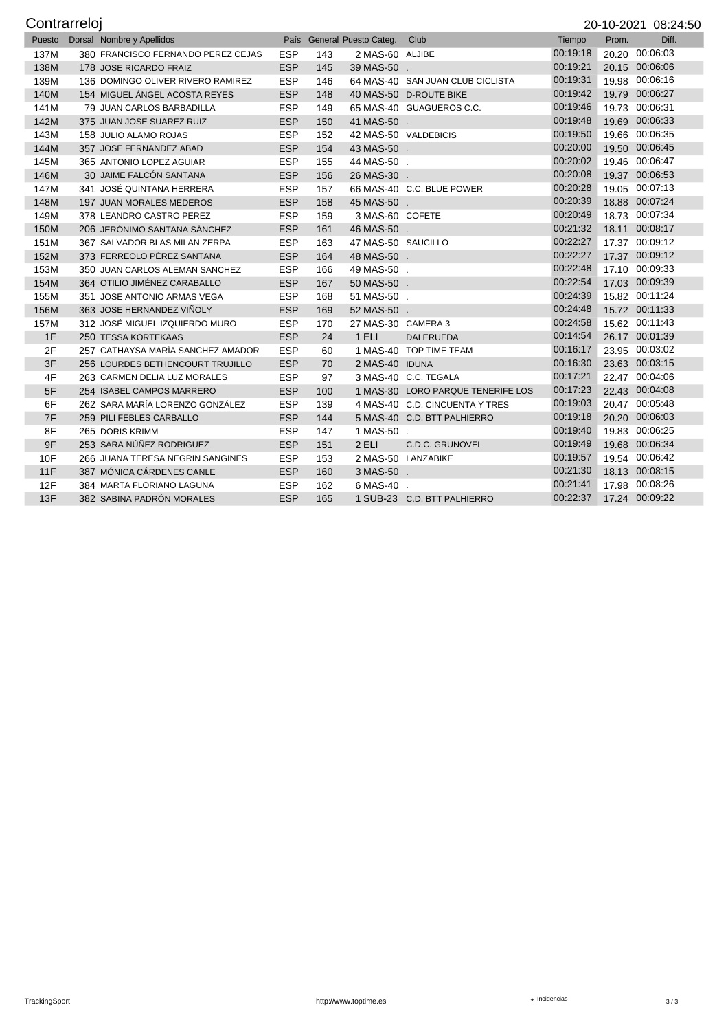# Contrarreloj

20-10-2021 08:24:50

| Puesto | Dorsal | Nombre y Apellidos | País | General | Puesto Categ. | Club | Tiempo | Prom. | Diff. |
|---|---|---|---|---|---|---|---|---|---|
| 137M | 380 | FRANCISCO FERNANDO PEREZ CEJAS | ESP | 143 | 2 MAS-60 | ALJIBE | 00:19:18 | 20.20 | 00:06:03 |
| 138M | 178 | JOSE RICARDO FRAIZ | ESP | 145 | 39 MAS-50 | . | 00:19:21 | 20.15 | 00:06:06 |
| 139M | 136 | DOMINGO OLIVER RIVERO RAMIREZ | ESP | 146 | 64 MAS-40 | SAN JUAN CLUB CICLISTA | 00:19:31 | 19.98 | 00:06:16 |
| 140M | 154 | MIGUEL ÁNGEL ACOSTA REYES | ESP | 148 | 40 MAS-50 | D-ROUTE BIKE | 00:19:42 | 19.79 | 00:06:27 |
| 141M | 79 | JUAN CARLOS BARBADILLA | ESP | 149 | 65 MAS-40 | GUAGUEROS C.C. | 00:19:46 | 19.73 | 00:06:31 |
| 142M | 375 | JUAN JOSE SUAREZ RUIZ | ESP | 150 | 41 MAS-50 | . | 00:19:48 | 19.69 | 00:06:33 |
| 143M | 158 | JULIO ALAMO ROJAS | ESP | 152 | 42 MAS-50 | VALDEBICIS | 00:19:50 | 19.66 | 00:06:35 |
| 144M | 357 | JOSE FERNANDEZ ABAD | ESP | 154 | 43 MAS-50 | . | 00:20:00 | 19.50 | 00:06:45 |
| 145M | 365 | ANTONIO LOPEZ AGUIAR | ESP | 155 | 44 MAS-50 | . | 00:20:02 | 19.46 | 00:06:47 |
| 146M | 30 | JAIME FALCÓN SANTANA | ESP | 156 | 26 MAS-30 | . | 00:20:08 | 19.37 | 00:06:53 |
| 147M | 341 | JOSÉ QUINTANA HERRERA | ESP | 157 | 66 MAS-40 | C.C. BLUE POWER | 00:20:28 | 19.05 | 00:07:13 |
| 148M | 197 | JUAN MORALES MEDEROS | ESP | 158 | 45 MAS-50 | . | 00:20:39 | 18.88 | 00:07:24 |
| 149M | 378 | LEANDRO CASTRO PEREZ | ESP | 159 | 3 MAS-60 | COFETE | 00:20:49 | 18.73 | 00:07:34 |
| 150M | 206 | JERÓNIMO SANTANA SÁNCHEZ | ESP | 161 | 46 MAS-50 | . | 00:21:32 | 18.11 | 00:08:17 |
| 151M | 367 | SALVADOR BLAS MILAN ZERPA | ESP | 163 | 47 MAS-50 | SAUCILLO | 00:22:27 | 17.37 | 00:09:12 |
| 152M | 373 | FERREOLO PÉREZ SANTANA | ESP | 164 | 48 MAS-50 | . | 00:22:27 | 17.37 | 00:09:12 |
| 153M | 350 | JUAN CARLOS ALEMAN SANCHEZ | ESP | 166 | 49 MAS-50 | . | 00:22:48 | 17.10 | 00:09:33 |
| 154M | 364 | OTILIO JIMÉNEZ CARABALLO | ESP | 167 | 50 MAS-50 | . | 00:22:54 | 17.03 | 00:09:39 |
| 155M | 351 | JOSE ANTONIO ARMAS VEGA | ESP | 168 | 51 MAS-50 | . | 00:24:39 | 15.82 | 00:11:24 |
| 156M | 363 | JOSE HERNANDEZ VIÑOLY | ESP | 169 | 52 MAS-50 | . | 00:24:48 | 15.72 | 00:11:33 |
| 157M | 312 | JOSÉ MIGUEL IZQUIERDO MURO | ESP | 170 | 27 MAS-30 | CAMERA 3 | 00:24:58 | 15.62 | 00:11:43 |
| 1F | 250 | TESSA KORTEKAAS | ESP | 24 | 1 ELI | DALERUEDA | 00:14:54 | 26.17 | 00:01:39 |
| 2F | 257 | CATHAYSA MARÍA SANCHEZ AMADOR | ESP | 60 | 1 MAS-40 | TOP TIME TEAM | 00:16:17 | 23.95 | 00:03:02 |
| 3F | 256 | LOURDES BETHENCOURT TRUJILLO | ESP | 70 | 2 MAS-40 | IDUNA | 00:16:30 | 23.63 | 00:03:15 |
| 4F | 263 | CARMEN DELIA LUZ MORALES | ESP | 97 | 3 MAS-40 | C.C. TEGALA | 00:17:21 | 22.47 | 00:04:06 |
| 5F | 254 | ISABEL CAMPOS MARRERO | ESP | 100 | 1 MAS-30 | LORO PARQUE TENERIFE LOS | 00:17:23 | 22.43 | 00:04:08 |
| 6F | 262 | SARA MARÍA LORENZO GONZÁLEZ | ESP | 139 | 4 MAS-40 | C.D. CINCUENTA Y TRES | 00:19:03 | 20.47 | 00:05:48 |
| 7F | 259 | PILI FEBLES CARBALLO | ESP | 144 | 5 MAS-40 | C.D. BTT PALHIERRO | 00:19:18 | 20.20 | 00:06:03 |
| 8F | 265 | DORIS KRIMM | ESP | 147 | 1 MAS-50 | . | 00:19:40 | 19.83 | 00:06:25 |
| 9F | 253 | SARA NÚÑEZ RODRIGUEZ | ESP | 151 | 2 ELI | C.D.C. GRUNOVEL | 00:19:49 | 19.68 | 00:06:34 |
| 10F | 266 | JUANA TERESA NEGRIN SANGINES | ESP | 153 | 2 MAS-50 | LANZABIKE | 00:19:57 | 19.54 | 00:06:42 |
| 11F | 387 | MÓNICA CÁRDENES CANLE | ESP | 160 | 3 MAS-50 | . | 00:21:30 | 18.13 | 00:08:15 |
| 12F | 384 | MARTA FLORIANO LAGUNA | ESP | 162 | 6 MAS-40 | . | 00:21:41 | 17.98 | 00:08:26 |
| 13F | 382 | SABINA PADRÓN MORALES | ESP | 165 | 1 SUB-23 | C.D. BTT PALHIERRO | 00:22:37 | 17.24 | 00:09:22 |

TrackingSport http://www.toptime.es ⋆ Incidencias